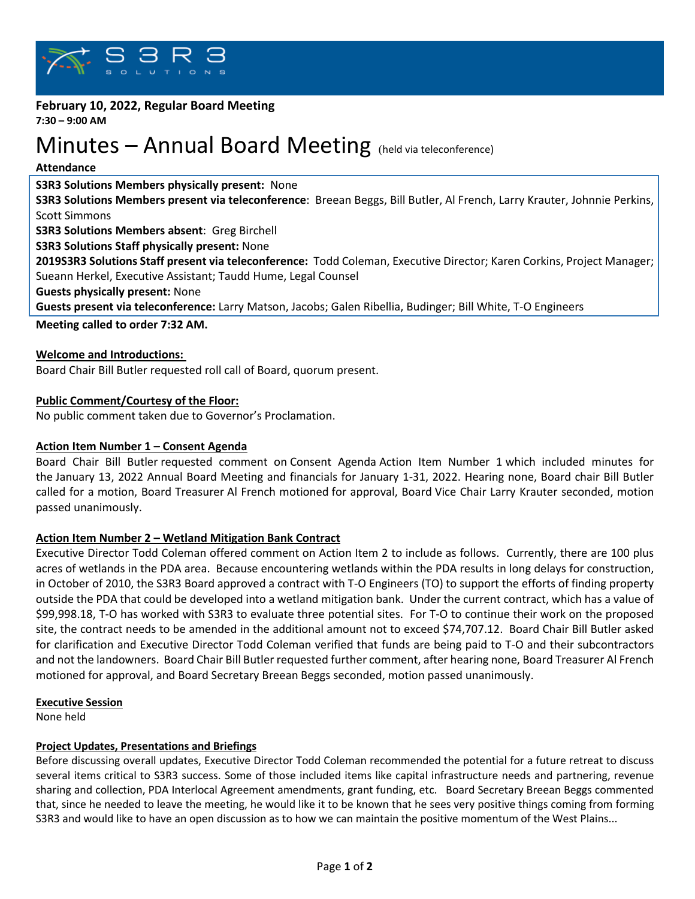**February 10, 2022, Regular Board Meeting**
**7:30 – 9:00 AM**

# Minutes – Annual Board Meeting (held via teleconference)

**Attendance**

**S3R3 Solutions Members physically present:** None
**S3R3 Solutions Members present via teleconference**: Breean Beggs, Bill Butler, Al French, Larry Krauter, Johnnie Perkins, Scott Simmons
**S3R3 Solutions Members absent**: Greg Birchell
**S3R3 Solutions Staff physically present:** None
**2019S3R3 Solutions Staff present via teleconference:** Todd Coleman, Executive Director; Karen Corkins, Project Manager; Sueann Herkel, Executive Assistant; Taudd Hume, Legal Counsel
**Guests physically present:** None
**Guests present via teleconference:** Larry Matson, Jacobs; Galen Ribellia, Budinger; Bill White, T-O Engineers

**Meeting called to order 7:32 AM.**

**Welcome and Introductions:**
Board Chair Bill Butler requested roll call of Board, quorum present.

**Public Comment/Courtesy of the Floor:**
No public comment taken due to Governor's Proclamation.

**Action Item Number 1 – Consent Agenda**
Board Chair Bill Butler requested comment on Consent Agenda Action Item Number 1 which included minutes for the January 13, 2022 Annual Board Meeting and financials for January 1-31, 2022. Hearing none, Board chair Bill Butler called for a motion, Board Treasurer Al French motioned for approval, Board Vice Chair Larry Krauter seconded, motion passed unanimously.

**Action Item Number 2 – Wetland Mitigation Bank Contract**
Executive Director Todd Coleman offered comment on Action Item 2 to include as follows. Currently, there are 100 plus acres of wetlands in the PDA area. Because encountering wetlands within the PDA results in long delays for construction, in October of 2010, the S3R3 Board approved a contract with T-O Engineers (TO) to support the efforts of finding property outside the PDA that could be developed into a wetland mitigation bank. Under the current contract, which has a value of $99,998.18, T-O has worked with S3R3 to evaluate three potential sites. For T-O to continue their work on the proposed site, the contract needs to be amended in the additional amount not to exceed $74,707.12. Board Chair Bill Butler asked for clarification and Executive Director Todd Coleman verified that funds are being paid to T-O and their subcontractors and not the landowners. Board Chair Bill Butler requested further comment, after hearing none, Board Treasurer Al French motioned for approval, and Board Secretary Breean Beggs seconded, motion passed unanimously.

**Executive Session**
None held

**Project Updates, Presentations and Briefings**
Before discussing overall updates, Executive Director Todd Coleman recommended the potential for a future retreat to discuss several items critical to S3R3 success. Some of those included items like capital infrastructure needs and partnering, revenue sharing and collection, PDA Interlocal Agreement amendments, grant funding, etc. Board Secretary Breean Beggs commented that, since he needed to leave the meeting, he would like it to be known that he sees very positive things coming from forming S3R3 and would like to have an open discussion as to how we can maintain the positive momentum of the West Plains...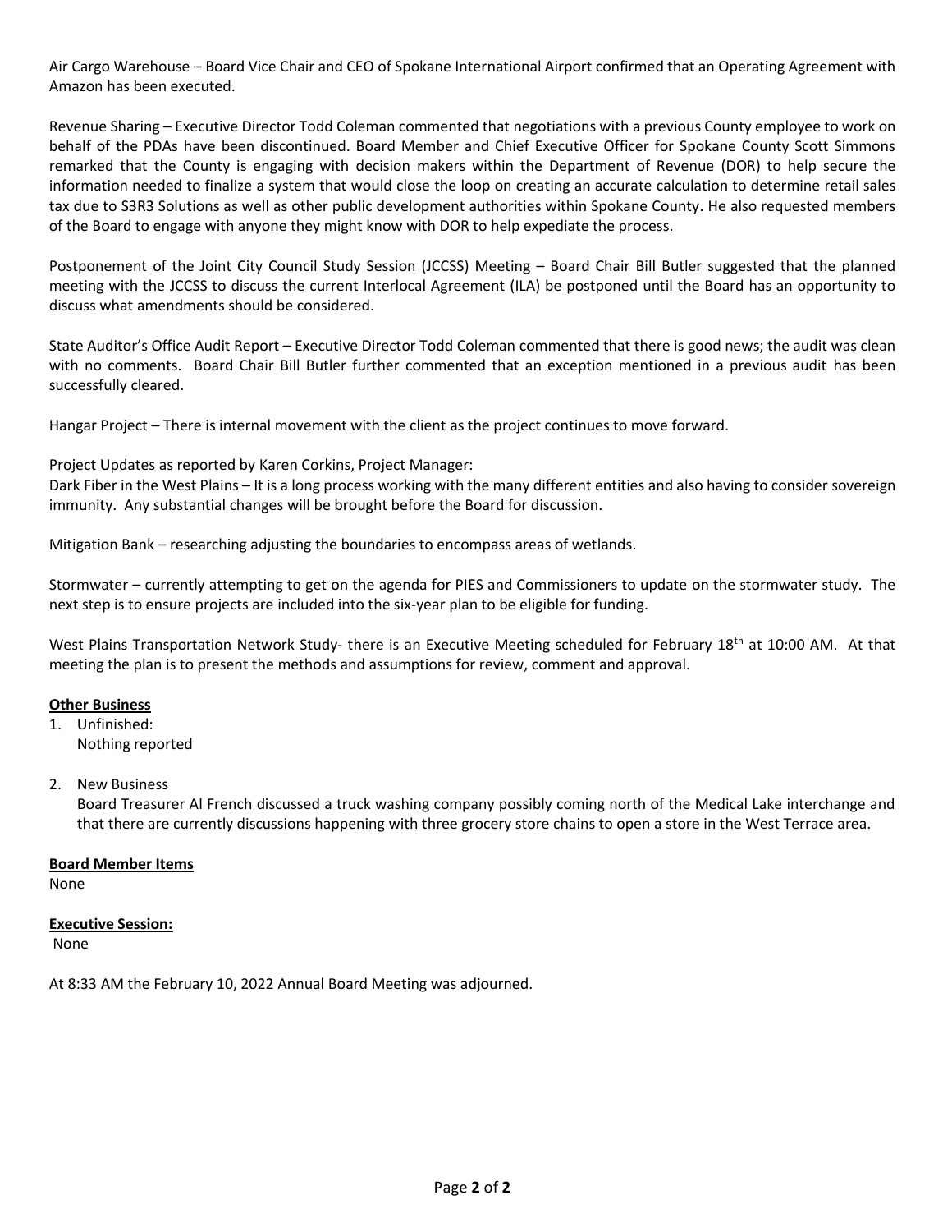Air Cargo Warehouse – Board Vice Chair and CEO of Spokane International Airport confirmed that an Operating Agreement with Amazon has been executed.

Revenue Sharing – Executive Director Todd Coleman commented that negotiations with a previous County employee to work on behalf of the PDAs have been discontinued. Board Member and Chief Executive Officer for Spokane County Scott Simmons remarked that the County is engaging with decision makers within the Department of Revenue (DOR) to help secure the information needed to finalize a system that would close the loop on creating an accurate calculation to determine retail sales tax due to S3R3 Solutions as well as other public development authorities within Spokane County. He also requested members of the Board to engage with anyone they might know with DOR to help expedite the process.

Postponement of the Joint City Council Study Session (JCCSS) Meeting – Board Chair Bill Butler suggested that the planned meeting with the JCCSS to discuss the current Interlocal Agreement (ILA) be postponed until the Board has an opportunity to discuss what amendments should be considered.

State Auditor's Office Audit Report – Executive Director Todd Coleman commented that there is good news; the audit was clean with no comments. Board Chair Bill Butler further commented that an exception mentioned in a previous audit has been successfully cleared.

Hangar Project – There is internal movement with the client as the project continues to move forward.

Project Updates as reported by Karen Corkins, Project Manager:
Dark Fiber in the West Plains – It is a long process working with the many different entities and also having to consider sovereign immunity. Any substantial changes will be brought before the Board for discussion.

Mitigation Bank – researching adjusting the boundaries to encompass areas of wetlands.

Stormwater – currently attempting to get on the agenda for PIES and Commissioners to update on the stormwater study. The next step is to ensure projects are included into the six-year plan to be eligible for funding.

West Plains Transportation Network Study- there is an Executive Meeting scheduled for February 18th at 10:00 AM. At that meeting the plan is to present the methods and assumptions for review, comment and approval.

**Other Business**

1. Unfinished:
   Nothing reported

2. New Business
   Board Treasurer Al French discussed a truck washing company possibly coming north of the Medical Lake interchange and that there are currently discussions happening with three grocery store chains to open a store in the West Terrace area.

**Board Member Items**

None

**Executive Session:**

None

At 8:33 AM the February 10, 2022 Annual Board Meeting was adjourned.